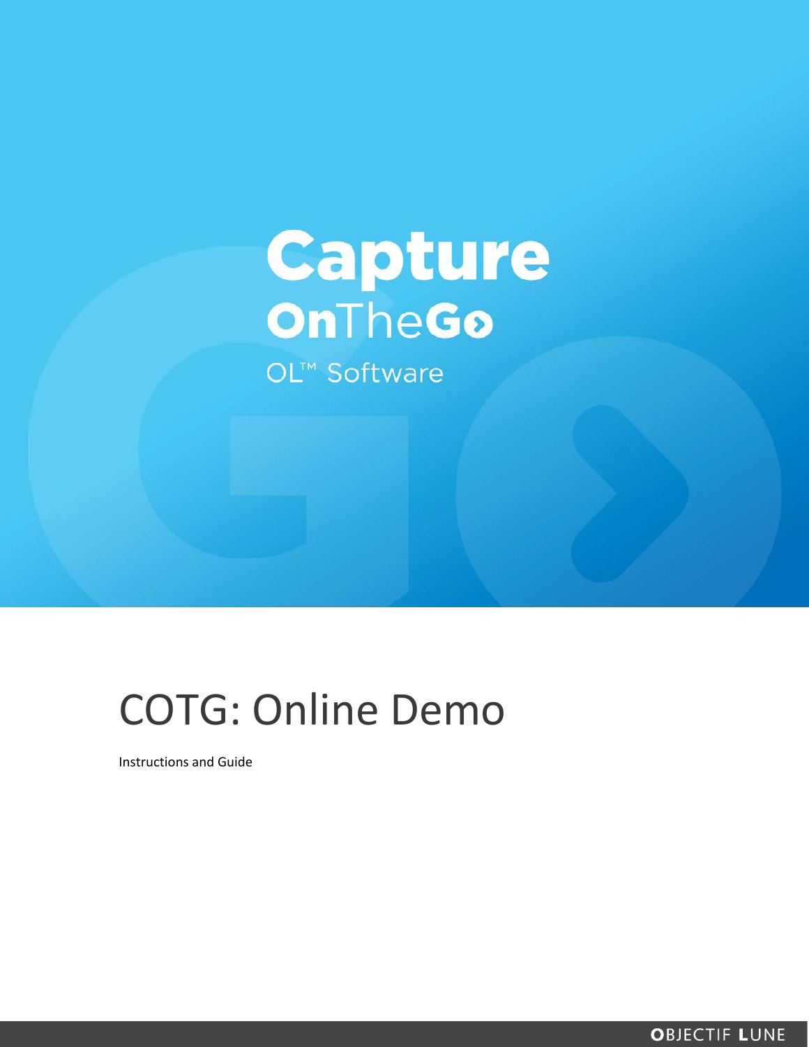Capture

OnTheGo

OL™ Software

# COTG: Online Demo

Instructions and Guide

OBJECTIF LUNE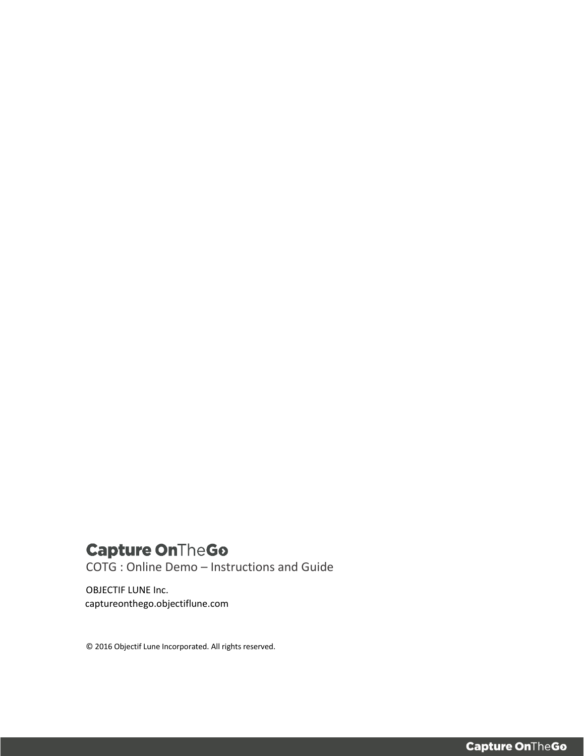**Capture OnTheGo**

COTG : Online Demo – Instructions and Guide

OBJECTIF LUNE Inc.
captureonthego.objectiflune.com

© 2016 Objectif Lune Incorporated. All rights reserved.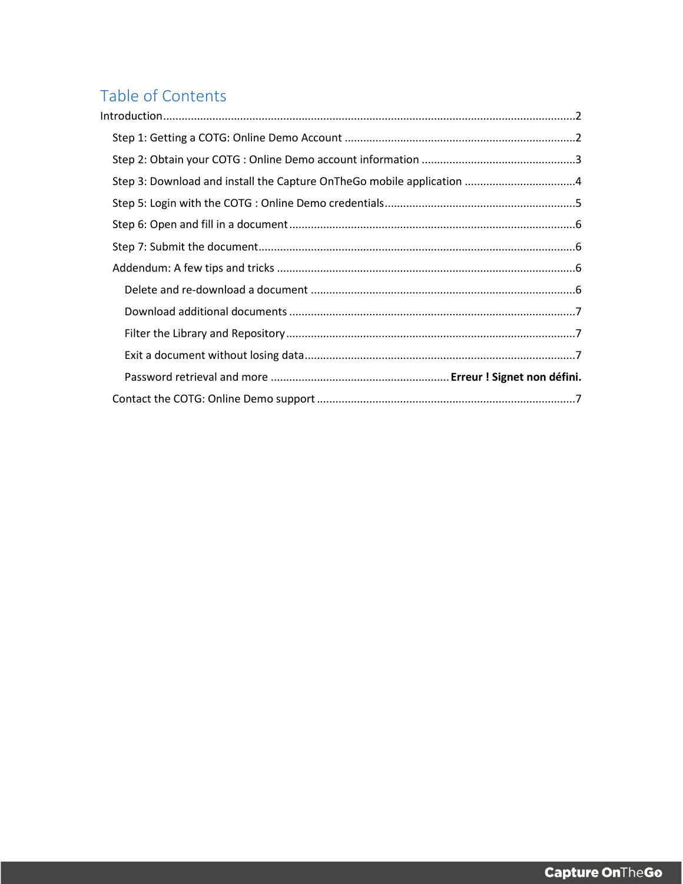# Table of Contents

- Introduction ........................................................................ 2
  - Step 1: Getting a COTG: Online Demo Account ........................................................................ 2
  - Step 2: Obtain your COTG : Online Demo account information ........................................................................ 3
  - Step 3: Download and install the Capture OnTheGo mobile application ........................................................................ 4
  - Step 5: Login with the COTG : Online Demo credentials ........................................................................ 5
  - Step 6: Open and fill in a document ........................................................................ 6
  - Step 7: Submit the document ........................................................................ 6
  - Addendum: A few tips and tricks ........................................................................ 6
    - Delete and re-download a document ........................................................................ 6
    - Download additional documents ........................................................................ 7
    - Filter the Library and Repository ........................................................................ 7
    - Exit a document without losing data ........................................................................ 7
    - Password retrieval and more ........................................................................ **Erreur ! Signet non défini.**
  - Contact the COTG: Online Demo support ........................................................................ 7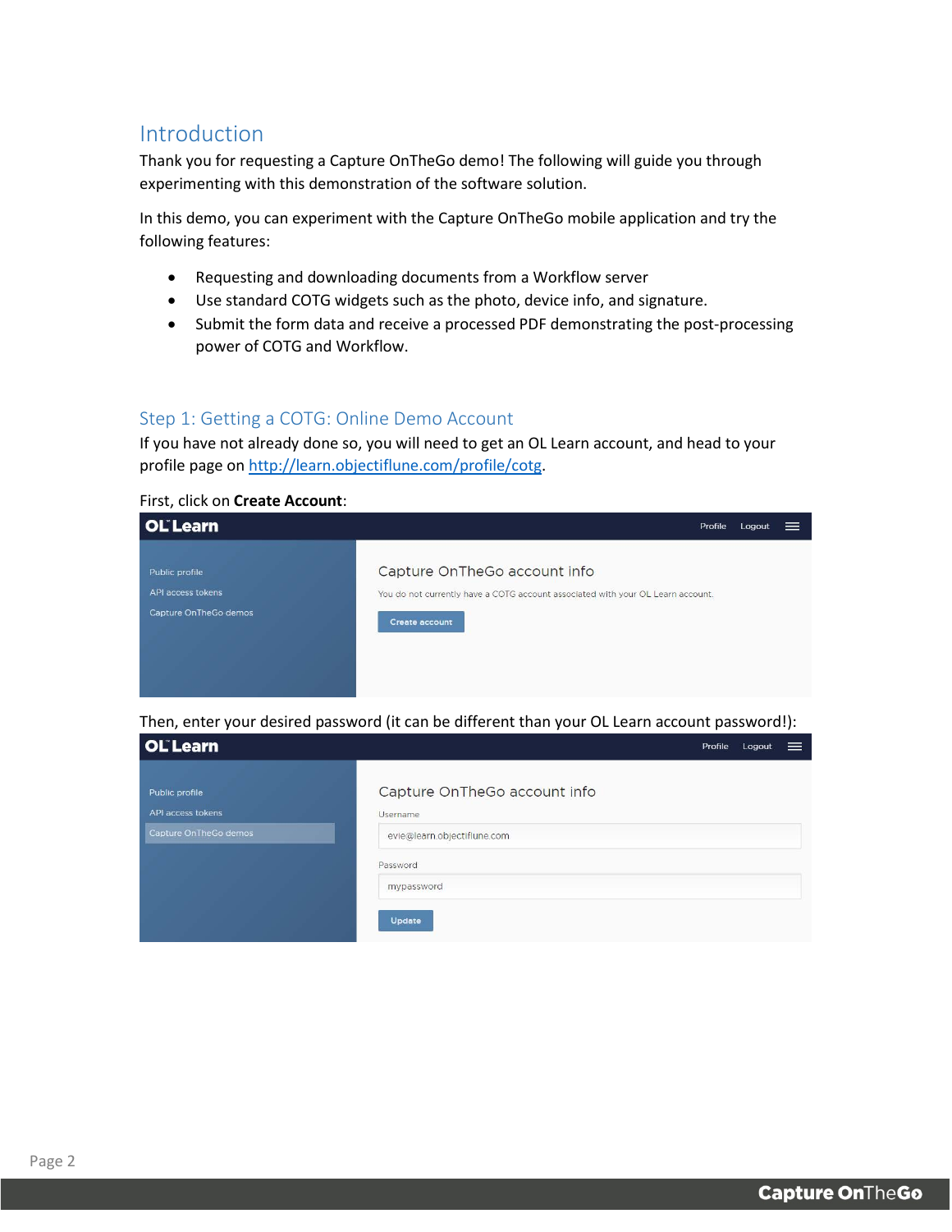## Introduction

Thank you for requesting a Capture OnTheGo demo! The following will guide you through experimenting with this demonstration of the software solution.

In this demo, you can experiment with the Capture OnTheGo mobile application and try the following features:

- Requesting and downloading documents from a Workflow server
- Use standard COTG widgets such as the photo, device info, and signature.
- Submit the form data and receive a processed PDF demonstrating the post-processing power of COTG and Workflow.

### Step 1: Getting a COTG: Online Demo Account

If you have not already done so, you will need to get an OL Learn account, and head to your profile page on [http://learn.objectiflune.com/profile/cotg](http://learn.objectiflune.com/profile/cotg).

First, click on **Create Account**:

Then, enter your desired password (it can be different than your OL Learn account password!):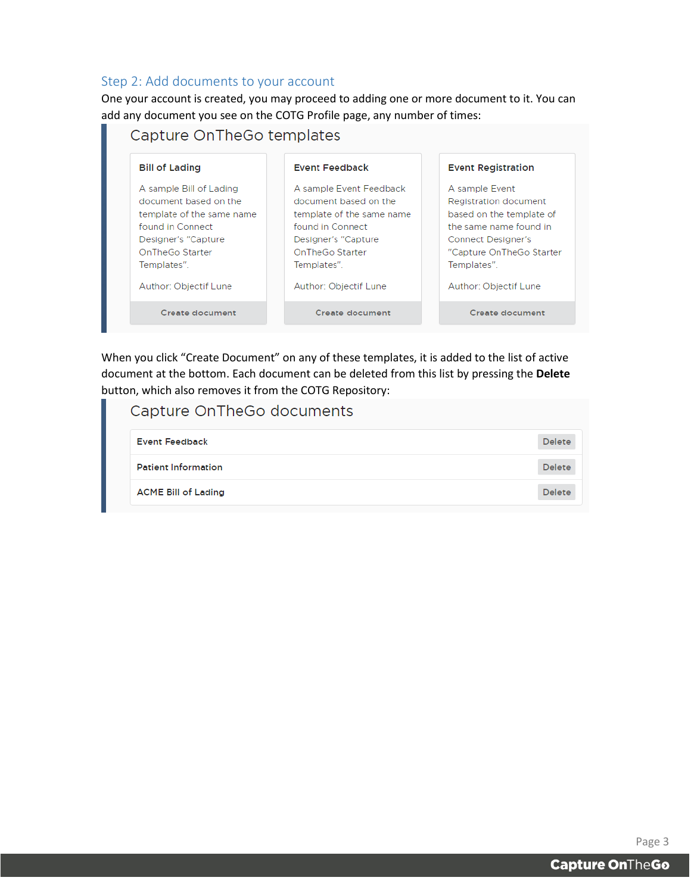## Step 2: Add documents to your account

One your account is created, you may proceed to adding one or more document to it. You can add any document you see on the COTG Profile page, any number of times:

### Capture OnTheGo templates

**Bill of Lading**

A sample Bill of Lading document based on the template of the same name found in Connect Designer's "Capture OnTheGo Starter Templates".

Author: Objectif Lune

Create document

**Event Feedback**

A sample Event Feedback document based on the template of the same name found in Connect Designer's "Capture OnTheGo Starter Templates".

Author: Objectif Lune

Create document

**Event Registration**

A sample Event Registration document based on the template of the same name found in Connect Designer's "Capture OnTheGo Starter Templates".

Author: Objectif Lune

Create document

When you click "Create Document" on any of these templates, it is added to the list of active document at the bottom. Each document can be deleted from this list by pressing the **Delete** button, which also removes it from the COTG Repository:

### Capture OnTheGo documents

| Document | |
|---|---|
| Event Feedback | Delete |
| Patient Information | Delete |
| ACME Bill of Lading | Delete |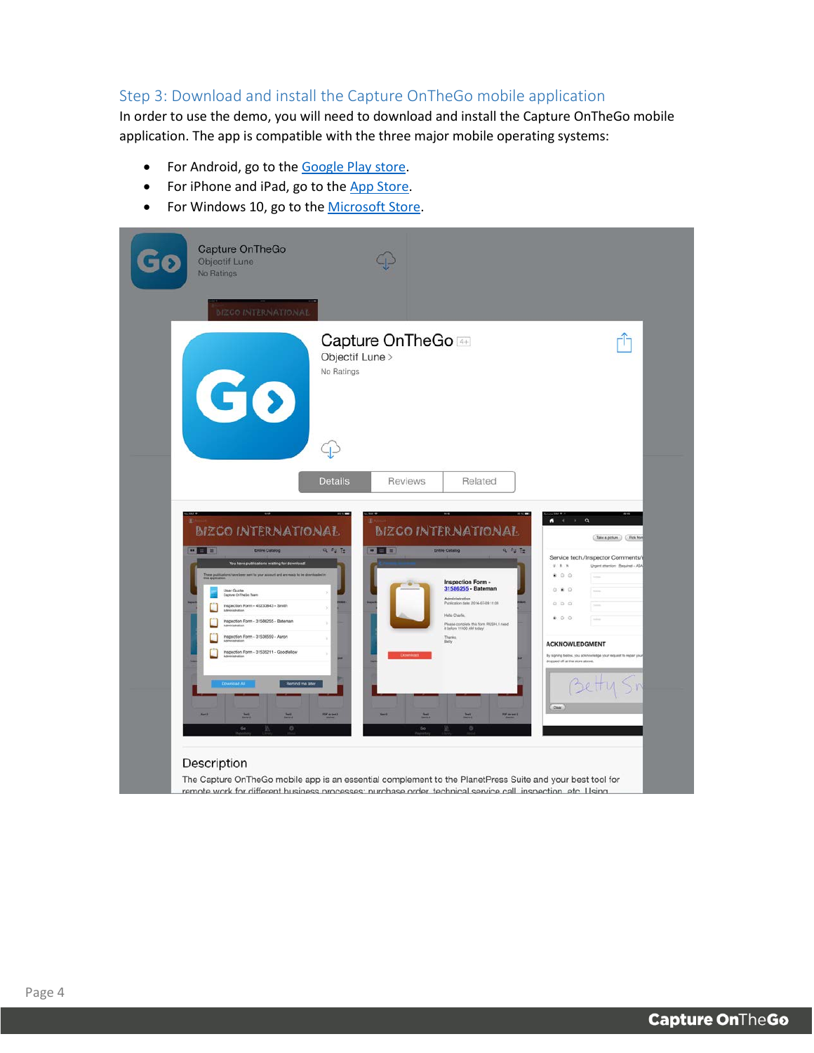## Step 3: Download and install the Capture OnTheGo mobile application

In order to use the demo, you will need to download and install the Capture OnTheGo mobile application. The app is compatible with the three major mobile operating systems:

- For Android, go to the Google Play store.
- For iPhone and iPad, go to the App Store.
- For Windows 10, go to the Microsoft Store.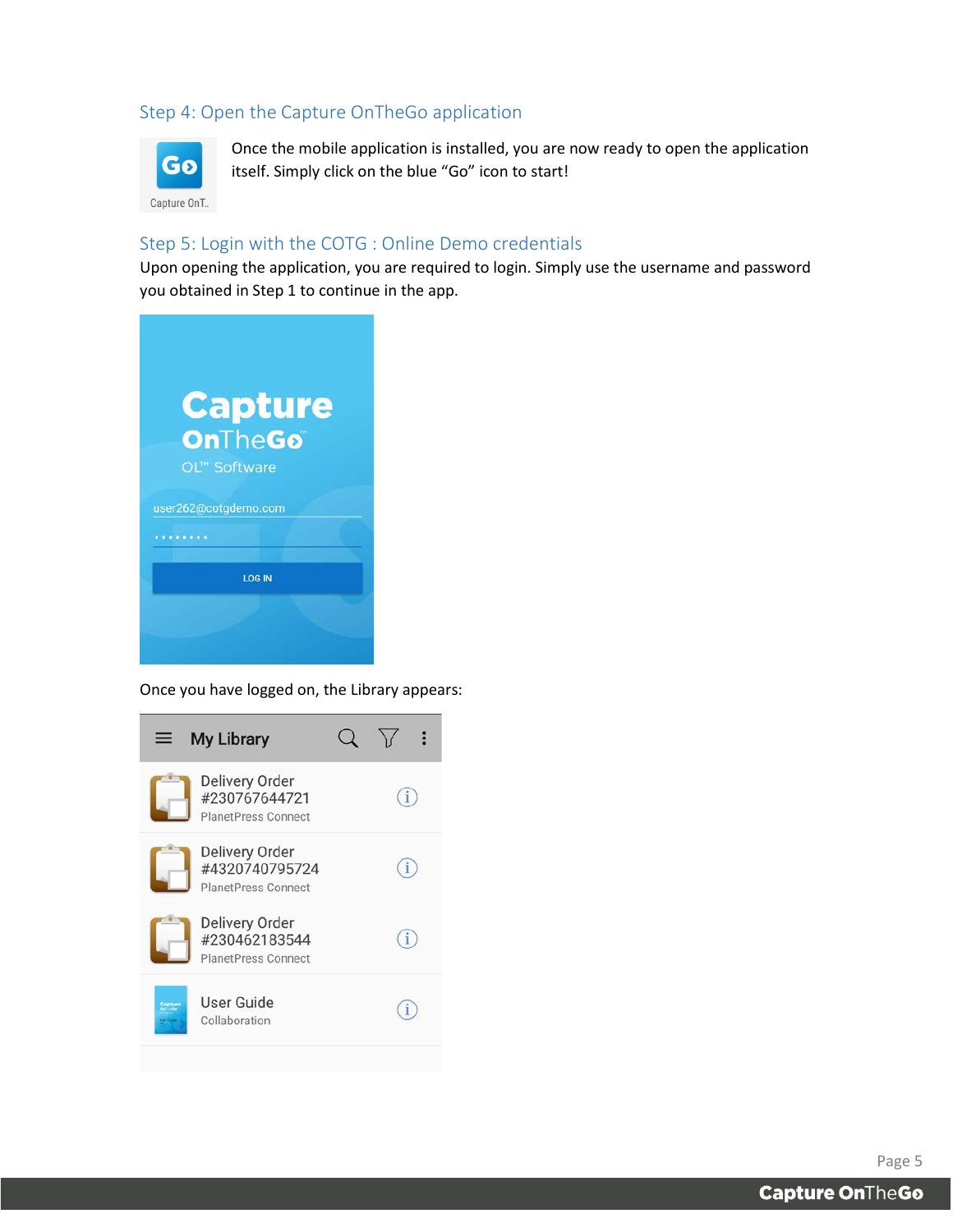## Step 4: Open the Capture OnTheGo application

Once the mobile application is installed, you are now ready to open the application itself. Simply click on the blue "Go" icon to start!

## Step 5: Login with the COTG : Online Demo credentials

Upon opening the application, you are required to login. Simply use the username and password you obtained in Step 1 to continue in the app.

Once you have logged on, the Library appears: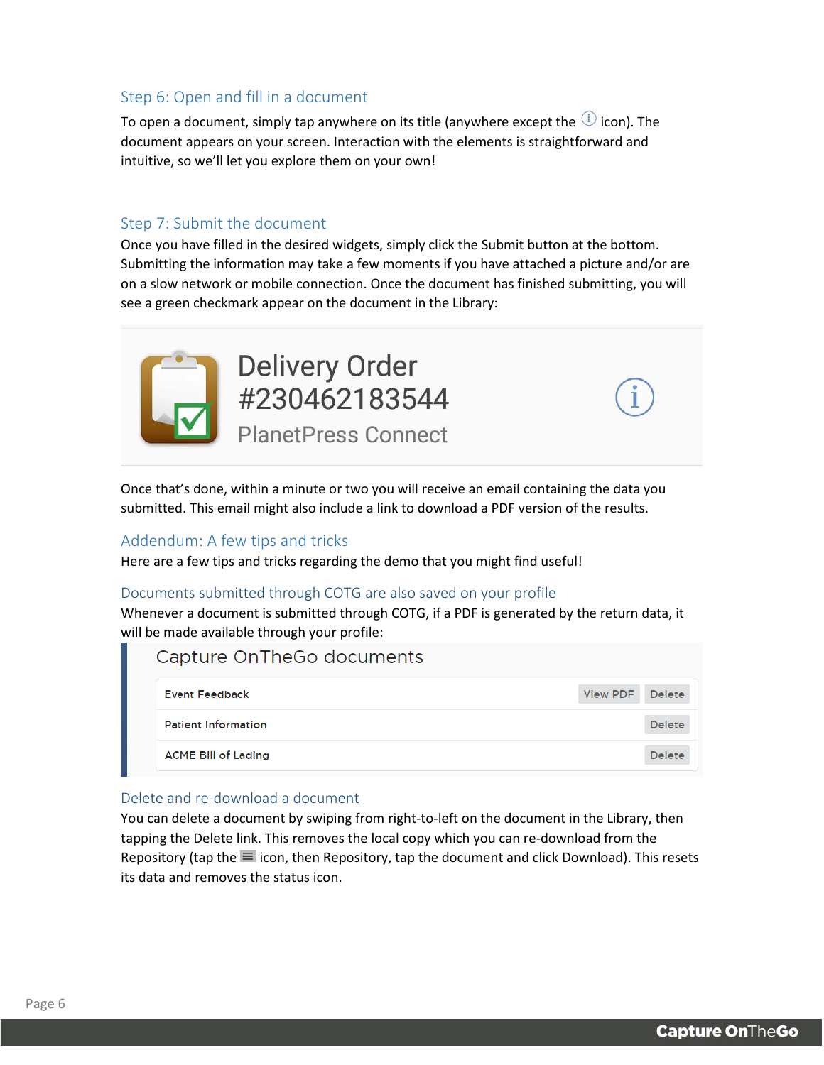## Step 6: Open and fill in a document

To open a document, simply tap anywhere on its title (anywhere except the ⓘ icon). The document appears on your screen. Interaction with the elements is straightforward and intuitive, so we'll let you explore them on your own!

## Step 7: Submit the document

Once you have filled in the desired widgets, simply click the Submit button at the bottom. Submitting the information may take a few moments if you have attached a picture and/or are on a slow network or mobile connection. Once the document has finished submitting, you will see a green checkmark appear on the document in the Library:

Delivery Order #230462183544
PlanetPress Connect

Once that's done, within a minute or two you will receive an email containing the data you submitted. This email might also include a link to download a PDF version of the results.

## Addendum: A few tips and tricks

Here are a few tips and tricks regarding the demo that you might find useful!

### Documents submitted through COTG are also saved on your profile

Whenever a document is submitted through COTG, if a PDF is generated by the return data, it will be made available through your profile:

Capture OnTheGo documents

| Document | | |
|---|---|---|
| Event Feedback | View PDF | Delete |
| Patient Information | | Delete |
| ACME Bill of Lading | | Delete |

### Delete and re-download a document

You can delete a document by swiping from right-to-left on the document in the Library, then tapping the Delete link. This removes the local copy which you can re-download from the Repository (tap the ≡ icon, then Repository, tap the document and click Download). This resets its data and removes the status icon.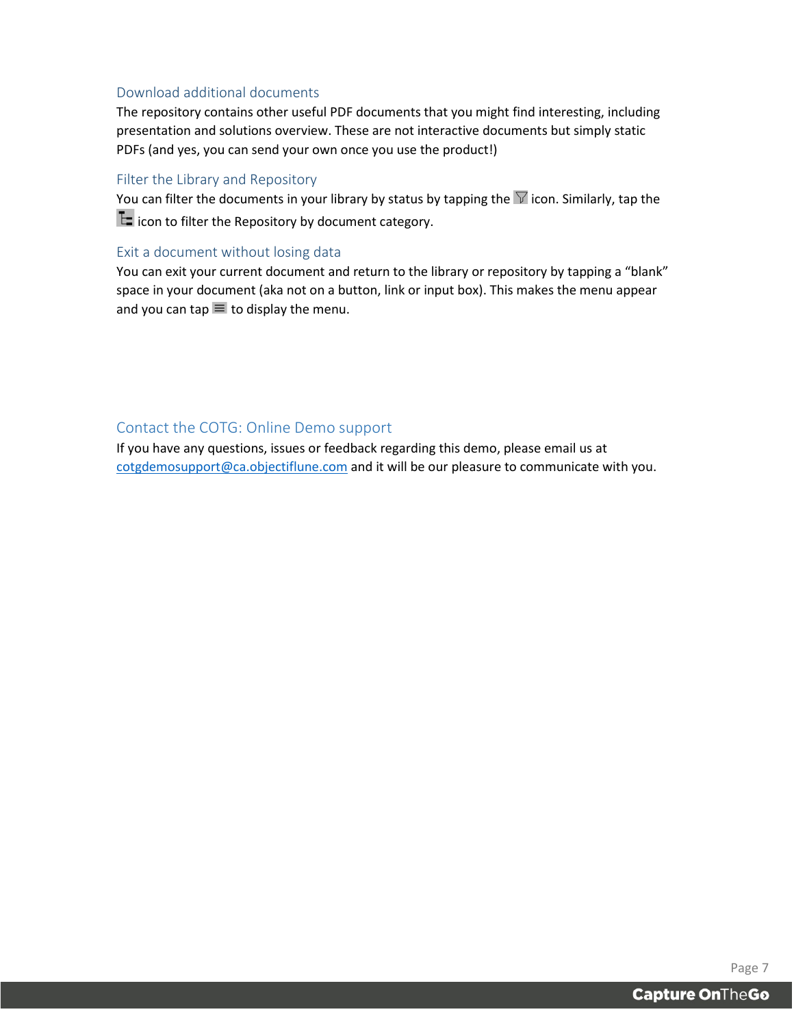## Download additional documents

The repository contains other useful PDF documents that you might find interesting, including presentation and solutions overview. These are not interactive documents but simply static PDFs (and yes, you can send your own once you use the product!)

## Filter the Library and Repository

You can filter the documents in your library by status by tapping the icon. Similarly, tap the icon to filter the Repository by document category.

## Exit a document without losing data

You can exit your current document and return to the library or repository by tapping a “blank” space in your document (aka not on a button, link or input box). This makes the menu appear and you can tap to display the menu.

## Contact the COTG: Online Demo support

If you have any questions, issues or feedback regarding this demo, please email us at cotgdemosupport@ca.objectiflune.com and it will be our pleasure to communicate with you.